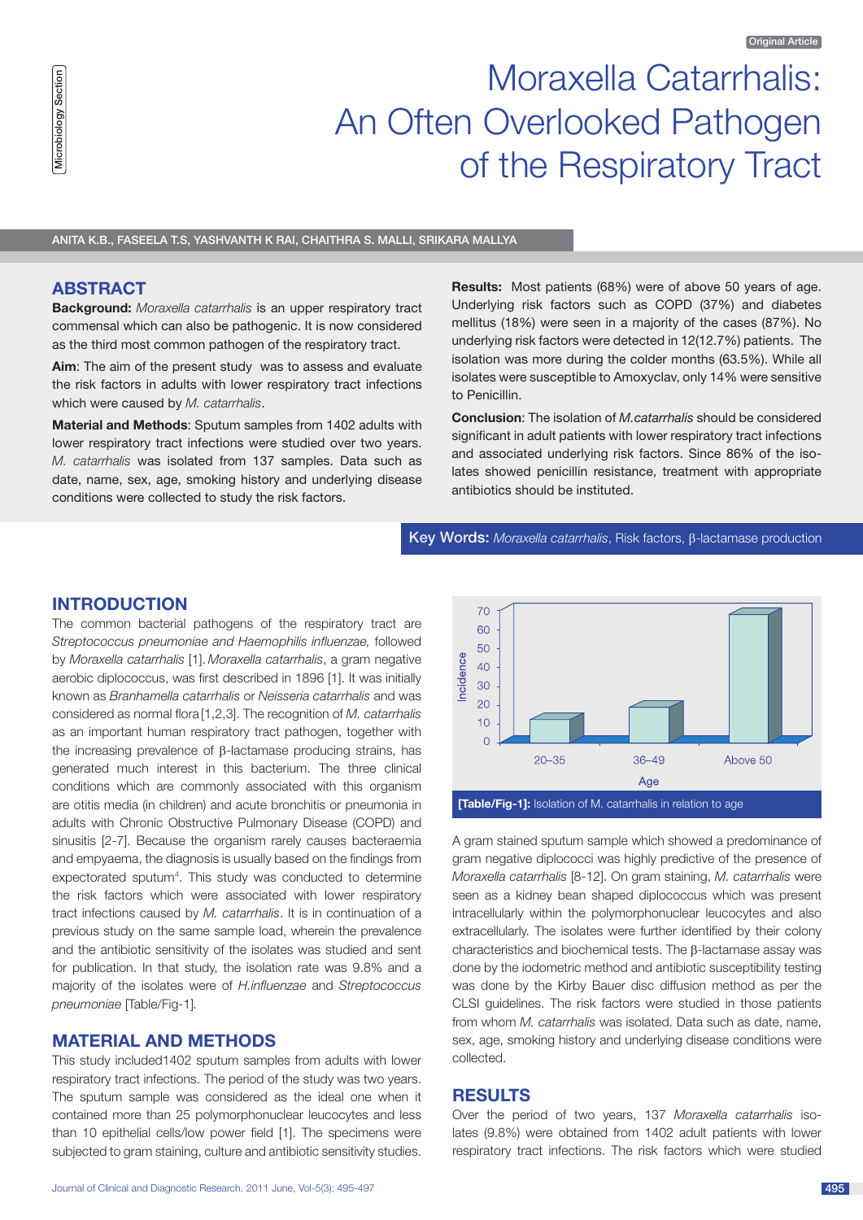Original Article

Microbiology Section

# Moraxella Catarrhalis: An Often Overlooked Pathogen of the Respiratory Tract

ANITA K.B., FASEELA T.S, YASHVANTH K RAI, CHAITHRA S. MALLI, SRIKARA MALLYA

## ABSTRACT

**Background:** *Moraxella catarrhalis* is an upper respiratory tract commensal which can also be pathogenic. It is now considered as the third most common pathogen of the respiratory tract.

**Aim**: The aim of the present study was to assess and evaluate the risk factors in adults with lower respiratory tract infections which were caused by *M. catarrhalis*.

**Material and Methods**: Sputum samples from 1402 adults with lower respiratory tract infections were studied over two years. *M. catarrhalis* was isolated from 137 samples. Data such as date, name, sex, age, smoking history and underlying disease conditions were collected to study the risk factors.

**Results:** Most patients (68%) were of above 50 years of age. Underlying risk factors such as COPD (37%) and diabetes mellitus (18%) were seen in a majority of the cases (87%). No underlying risk factors were detected in 12(12.7%) patients. The isolation was more during the colder months (63.5%). While all isolates were susceptible to Amoxyclav, only 14% were sensitive to Penicillin.

**Conclusion**: The isolation of *M.catarrhalis* should be considered significant in adult patients with lower respiratory tract infections and associated underlying risk factors. Since 86% of the isolates showed penicillin resistance, treatment with appropriate antibiotics should be instituted.

**Key Words:** *Moraxella catarrhalis*, Risk factors, β-lactamase production

## INTRODUCTION

The common bacterial pathogens of the respiratory tract are *Streptococcus pneumoniae and Haemophilis influenzae,* followed by *Moraxella catarrhalis* [1]. *Moraxella catarrhalis*, a gram negative aerobic diplococcus, was first described in 1896 [1]. It was initially known as *Branhamella catarrhalis* or *Neisseria catarrhalis* and was considered as normal flora [1,2,3]. The recognition of *M. catarrhalis* as an important human respiratory tract pathogen, together with the increasing prevalence of β-lactamase producing strains, has generated much interest in this bacterium. The three clinical conditions which are commonly associated with this organism are otitis media (in children) and acute bronchitis or pneumonia in adults with Chronic Obstructive Pulmonary Disease (COPD) and sinusitis [2-7]. Because the organism rarely causes bacteraemia and empyaema, the diagnosis is usually based on the findings from expectorated sputum[4]. This study was conducted to determine the risk factors which were associated with lower respiratory tract infections caused by *M. catarrhalis*. It is in continuation of a previous study on the same sample load, wherein the prevalence and the antibiotic sensitivity of the isolates was studied and sent for publication. In that study, the isolation rate was 9.8% and a majority of the isolates were of *H.influenzae* and *Streptococcus pneumoniae* [Table/Fig-1].

## MATERIAL AND METHODS

This study included1402 sputum samples from adults with lower respiratory tract infections. The period of the study was two years. The sputum sample was considered as the ideal one when it contained more than 25 polymorphonuclear leucocytes and less than 10 epithelial cells/low power field [1]. The specimens were subjected to gram staining, culture and antibiotic sensitivity studies.

Incidence
70
60
50
40
30
20
10
0
20–35
36–49
Above 50
Age

**[Table/Fig-1]:** Isolation of M. catarrhalis in relation to age

A gram stained sputum sample which showed a predominance of gram negative diplococci was highly predictive of the presence of *Moraxella catarrhalis* [8-12]. On gram staining, *M. catarrhalis* were seen as a kidney bean shaped diplococcus which was present intracellularly within the polymorphonuclear leucocytes and also extracellularly. The isolates were further identified by their colony characteristics and biochemical tests. The β-lactamase assay was done by the iodometric method and antibiotic susceptibility testing was done by the Kirby Bauer disc diffusion method as per the CLSI guidelines. The risk factors were studied in those patients from whom *M. catarrhalis* was isolated. Data such as date, name, sex, age, smoking history and underlying disease conditions were collected.

## RESULTS

Over the period of two years, 137 *Moraxella catarrhalis* isolates (9.8%) were obtained from 1402 adult patients with lower respiratory tract infections. The risk factors which were studied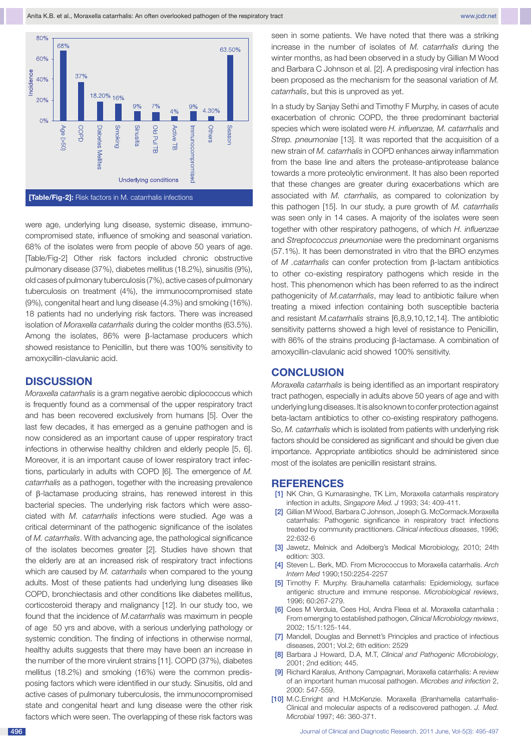80%
60%
40%
20%
0%
Incidence

68%
37%
18.20%
16%
9%
7%
4%
9%
4.30%
63.50%

Age (>50)
COPD
Diabetes Mellites
Smoking
Sinusitis
Old Pul TB
Active TB
Immunocompromised
Others
Season

Underlying conditions

**[Table/Fig-2]:** Risk factors in M. catarrhalis infections

were age, underlying lung disease, systemic disease, immunocompromised state, influence of smoking and seasonal variation. 68% of the isolates were from people of above 50 years of age. [Table/Fig-2] Other risk factors included chronic obstructive pulmonary disease (37%), diabetes mellitus (18.2%), sinusitis (9%), old cases of pulmonary tuberculosis (7%), active cases of pulmonary tuberculosis on treatment (4%), the immunocompromised state (9%), congenital heart and lung disease (4.3%) and smoking (16%). 18 patients had no underlying risk factors. There was increased isolation of *Moraxella catarrhalis* during the colder months (63.5%). Among the isolates, 86% were β-lactamase producers which showed resistance to Penicillin, but there was 100% sensitivity to amoxycillin-clavulanic acid.

## DISCUSSION

*Moraxella catarrhalis* is a gram negative aerobic diplococcus which is frequently found as a commensal of the upper respiratory tract and has been recovered exclusively from humans [5]. Over the last few decades, it has emerged as a genuine pathogen and is now considered as an important cause of upper respiratory tract infections in otherwise healthy children and elderly people [5, 6]. Moreover, it is an important cause of lower respiratory tract infections, particularly in adults with COPD [6]. The emergence of *M. catarrhalis* as a pathogen, together with the increasing prevalence of β-lactamase producing strains, has renewed interest in this bacterial species. The underlying risk factors which were associated with *M. catarrhalis* infections were studied. Age was a critical determinant of the pathogenic significance of the isolates of *M. catarrhalis*. With advancing age, the pathological significance of the isolates becomes greater [2]. Studies have shown that the elderly are at an increased risk of respiratory tract infections which are caused by *M. catarrhalis* when compared to the young adults. Most of these patients had underlying lung diseases like COPD, bronchiectasis and other conditions like diabetes mellitus, corticosteroid therapy and malignancy [12]. In our study too, we found that the incidence of *M.catarrhalis* was maximum in people of age 50 yrs and above, with a serious underlying pathology or systemic condition. The finding of infections in otherwise normal, healthy adults suggests that there may have been an increase in the number of the more virulent strains [11]. COPD (37%), diabetes mellitus (18.2%) and smoking (16%) were the common predisposing factors which were identified in our study. Sinusitis, old and active cases of pulmonary tuberculosis, the immunocompromised state and congenital heart and lung disease were the other risk factors which were seen. The overlapping of these risk factors was seen in some patients. We have noted that there was a striking increase in the number of isolates of *M. catarrhalis* during the winter months, as had been observed in a study by Gillian M Wood and Barbara C Johnson et al. [2]. A predisposing viral infection has been proposed as the mechanism for the seasonal variation of *M. catarrhalis*, but this is unproved as yet.

In a study by Sanjay Sethi and Timothy F Murphy, in cases of acute exacerbation of chronic COPD, the three predominant bacterial species which were isolated were *H. influenzae, M. catarrhalis* and *Strep. pneumoniae* [13]. It was reported that the acquisition of a new strain of *M. catarrhalis* in COPD enhances airway inflammation from the base line and alters the protease-antiprotease balance towards a more proteolytic environment. It has also been reported that these changes are greater during exacerbations which are associated with *M. ctarrhaliis,* as compared to colonization by this pathogen [15]. In our study, a pure growth of *M. catarrhalis* was seen only in 14 cases. A majority of the isolates were seen together with other respiratory pathogens, of which *H. influenzae* and *Streptococcus pneumoniae* were the predominant organisms (57.1%). It has been demonstrated in vitro that the BRO enzymes of *M .catarrhalis* can confer protection from β-lactam antibiotics to other co-existing respiratory pathogens which reside in the host. This phenomenon which has been referred to as the indirect pathogenicity of *M.catarrhalis*, may lead to antibiotic failure when treating a mixed infection containing both susceptible bacteria and resistant *M.catarrhalis* strains [6,8,9,10,12,14]. The antibiotic sensitivity patterns showed a high level of resistance to Penicillin, with 86% of the strains producing β-lactamase. A combination of amoxycillin-clavulanic acid showed 100% sensitivity.

## CONCLUSION

*Moraxella catarrhalis* is being identified as an important respiratory tract pathogen, especially in adults above 50 years of age and with underlying lung diseases. It is also known to confer protection against beta-lactam antibiotics to other co-existing respiratory pathogens. So, *M. catarrhalis* which is isolated from patients with underlying risk factors should be considered as significant and should be given due importance. Appropriate antibiotics should be administered since most of the isolates are penicillin resistant strains.

## REFERENCES

[1] NK Chin, G Kumarasinghe, TK Lim, Moraxella catarrhalis respiratory infection in adults, *Singapore Med. J* 1993; 34: 409-411.
[2] Gillian M Wood, Barbara C Johnson, Joseph G. McCormack.Moraxella catarrhalis: Pathogenic significance in respiratory tract infections treated by community practitioners. *Clinical infectious diseases*, 1996; 22:632-6
[3] Jawetz, Melnick and Adelberg's Medical Microbiology, 2010; 24th edition: 303.
[4] Steven L. Berk, MD. From Micrococcus to Moraxella catarrhalis. *Arch Intern Med* 1990;150:2254-2257
[5] Timothy F. Murphy. Brauhamella catarrhalis: Epidemiology, surface antigenic structure and immune response. *Microbiological reviews*, 1996; 60:267-279.
[6] Cees M Verduia, Cees Hol, Andra Fleea et al. Moraxella catarrhalia : From emerging to established pathogen, *Clinical Microbiology reviews*, 2002; 15/1:125-144.
[7] Mandell, Douglas and Bennett's Principles and practice of infectious diseases, 2001; Vol.2; 6th edition: 2529
[8] Barbara J Howard, D.A, M.T, *Clinical and Pathogenic Microbiology*, 2001; 2nd edition; 445.
[9] Richard Karalus, Anthony Campagnari, Moraxella catarrhalis: A review of an important human mucosal pathogen. *Microbes and infection* 2, 2000: 547-559.
[10] M.C.Enright and H.McKenzie. Moraxella (Branhamella catarrhalis- Clinical and molecular aspects of a rediscovered pathogen. *J. Med. Microbial* 1997; 46: 360-371.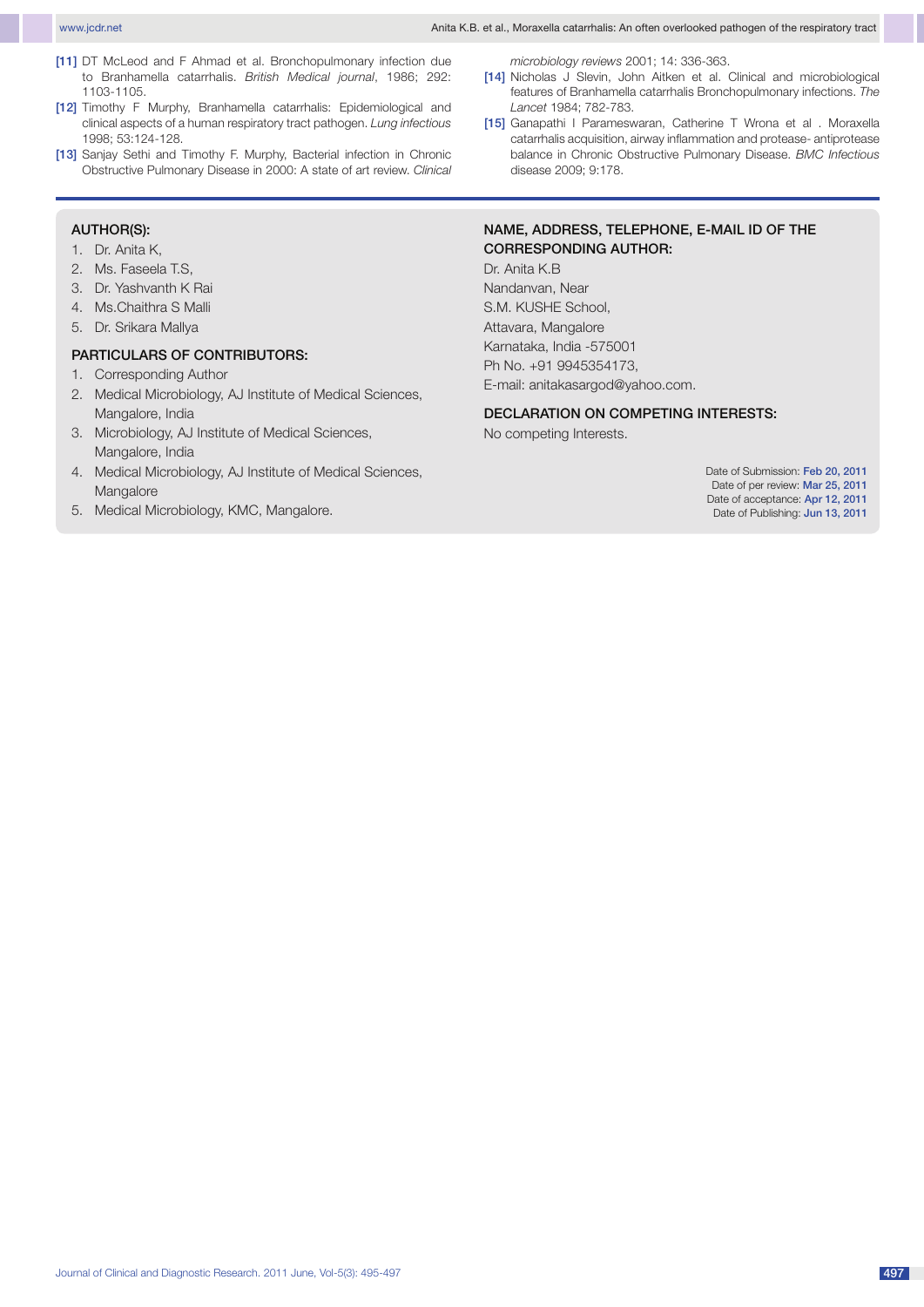[11] DT McLeod and F Ahmad et al. Bronchopulmonary infection due to Branhamella catarrhalis. *British Medical journal*, 1986; 292: 1103-1105.

[12] Timothy F Murphy, Branhamella catarrhalis: Epidemiological and clinical aspects of a human respiratory tract pathogen. *Lung infectious* 1998; 53:124-128.

[13] Sanjay Sethi and Timothy F. Murphy, Bacterial infection in Chronic Obstructive Pulmonary Disease in 2000: A state of art review. *Clinical microbiology reviews* 2001; 14: 336-363.

[14] Nicholas J Slevin, John Aitken et al. Clinical and microbiological features of Branhamella catarrhalis Bronchopulmonary infections. *The Lancet* 1984; 782-783.

[15] Ganapathi I Parameswaran, Catherine T Wrona et al . Moraxella catarrhalis acquisition, airway inflammation and protease- antiprotease balance in Chronic Obstructive Pulmonary Disease. *BMC Infectious disease* 2009; 9:178.

### AUTHOR(S):

1. Dr. Anita K,
2. Ms. Faseela T.S,
3. Dr. Yashvanth K Rai
4. Ms.Chaithra S Malli
5. Dr. Srikara Mallya

### PARTICULARS OF CONTRIBUTORS:

1. Corresponding Author
2. Medical Microbiology, AJ Institute of Medical Sciences, Mangalore, India
3. Microbiology, AJ Institute of Medical Sciences, Mangalore, India
4. Medical Microbiology, AJ Institute of Medical Sciences, Mangalore
5. Medical Microbiology, KMC, Mangalore.

### NAME, ADDRESS, TELEPHONE, E-MAIL ID OF THE CORRESPONDING AUTHOR:

Dr. Anita K.B
Nandanvan, Near
S.M. KUSHE School,
Attavara, Mangalore
Karnataka, India -575001
Ph No. +91 9945354173,
E-mail: anitakasargod@yahoo.com.

### DECLARATION ON COMPETING INTERESTS:

No competing Interests.

Date of Submission: Feb 20, 2011
Date of per review: Mar 25, 2011
Date of acceptance: Apr 12, 2011
Date of Publishing: Jun 13, 2011